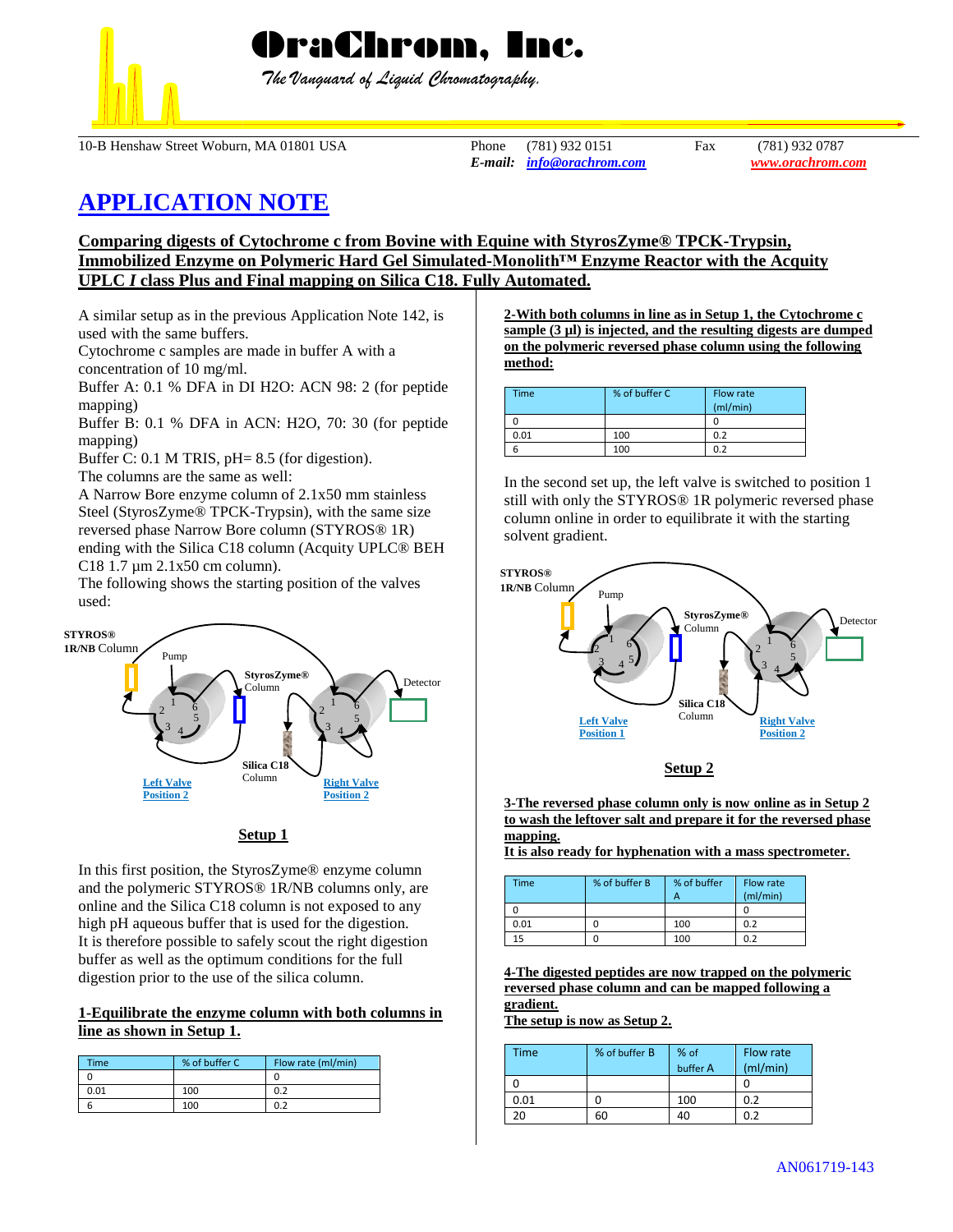# OraChrom, Inc.

*The Vanguard of Liquid Chromatography.*

10-B Henshaw Street Woburn, MA 01801 USA    Phone (781) 932 0151    Fax (781) 932 0787
*E-mail:* *info@orachrom.com*    *www.orachrom.com*

## APPLICATION NOTE

### Comparing digests of Cytochrome c from Bovine with Equine with StyrosZyme® TPCK-Trypsin, Immobilized Enzyme on Polymeric Hard Gel Simulated-Monolith™ Enzyme Reactor with the Acquity UPLC *I* class Plus and Final mapping on Silica C18. Fully Automated.

A similar setup as in the previous Application Note 142, is used with the same buffers.
Cytochrome c samples are made in buffer A with a concentration of 10 mg/ml.
Buffer A: 0.1 % DFA in DI H2O: ACN 98: 2 (for peptide mapping)
Buffer B: 0.1 % DFA in ACN: H2O, 70: 30 (for peptide mapping)
Buffer C: 0.1 M TRIS, pH= 8.5 (for digestion).
The columns are the same as well:
A Narrow Bore enzyme column of 2.1x50 mm stainless Steel (StyrosZyme® TPCK-Trypsin), with the same size reversed phase Narrow Bore column (STYROS® 1R) ending with the Silica C18 column (Acquity UPLC® BEH C18 1.7 µm 2.1x50 cm column).
The following shows the starting position of the valves used:

STYROS® 1R/NB Column — Pump — StyrosZyme® Column — Detector — Silica C18 Column — Left Valve Position 2 — Right Valve Position 2

**Setup 1**

In this first position, the StyrosZyme® enzyme column and the polymeric STYROS® 1R/NB columns only, are online and the Silica C18 column is not exposed to any high pH aqueous buffer that is used for the digestion.
It is therefore possible to safely scout the right digestion buffer as well as the optimum conditions for the full digestion prior to the use of the silica column.

**1-Equilibrate the enzyme column with both columns in line as shown in Setup 1.**

| Time | % of buffer C | Flow rate (ml/min) |
|---|---|---|
| 0 | | 0 |
| 0.01 | 100 | 0.2 |
| 6 | 100 | 0.2 |

**2-With both columns in line as in Setup 1, the Cytochrome c sample (3 µl) is injected, and the resulting digests are dumped on the polymeric reversed phase column using the following method:**

| Time | % of buffer C | Flow rate (ml/min) |
|---|---|---|
| 0 | | 0 |
| 0.01 | 100 | 0.2 |
| 6 | 100 | 0.2 |

In the second set up, the left valve is switched to position 1 still with only the STYROS® 1R polymeric reversed phase column online in order to equilibrate it with the starting solvent gradient.

STYROS® 1R/NB Column — Pump — StyrosZyme® Column — Detector — Silica C18 Column — Left Valve Position 1 — Right Valve Position 2

**Setup 2**

**3-The reversed phase column only is now online as in Setup 2 to wash the leftover salt and prepare it for the reversed phase mapping.**
**It is also ready for hyphenation with a mass spectrometer.**

| Time | % of buffer B | % of buffer A | Flow rate (ml/min) |
|---|---|---|---|
| 0 | | | 0 |
| 0.01 | 0 | 100 | 0.2 |
| 15 | 0 | 100 | 0.2 |

**4-The digested peptides are now trapped on the polymeric reversed phase column and can be mapped following a gradient.**
**The setup is now as Setup 2.**

| Time | % of buffer B | % of buffer A | Flow rate (ml/min) |
|---|---|---|---|
| 0 | | | 0 |
| 0.01 | 0 | 100 | 0.2 |
| 20 | 60 | 40 | 0.2 |

AN061719-143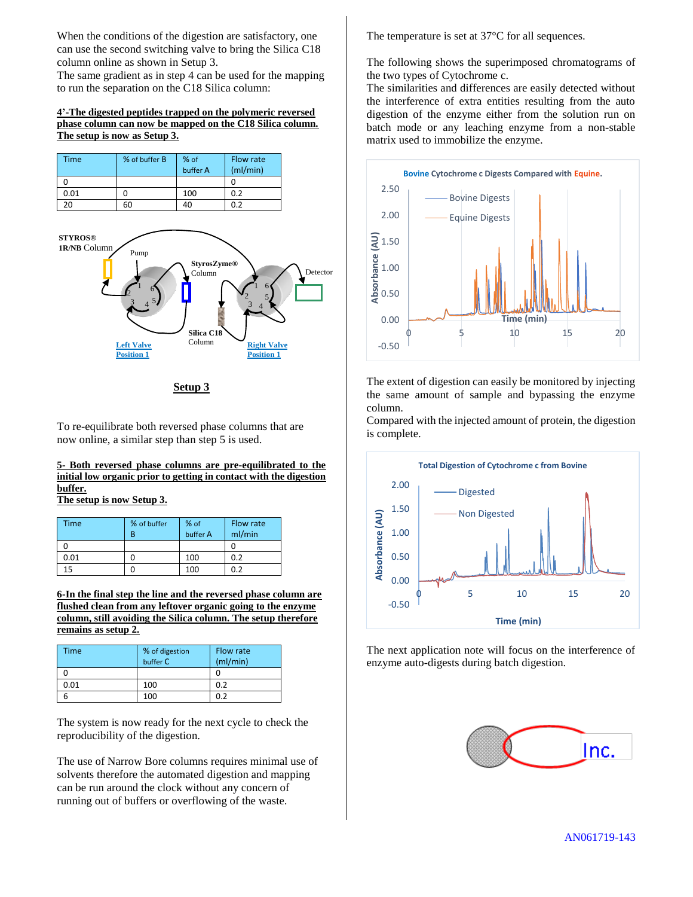When the conditions of the digestion are satisfactory, one can use the second switching valve to bring the Silica C18 column online as shown in Setup 3.
The same gradient as in step 4 can be used for the mapping to run the separation on the C18 Silica column:

**4'-The digested peptides trapped on the polymeric reversed phase column can now be mapped on the C18 Silica column. The setup is now as Setup 3.**

| Time | % of buffer B | % of buffer A | Flow rate (ml/min) |
|---|---|---|---|
| 0 | | | 0 |
| 0.01 | 0 | 100 | 0.2 |
| 20 | 60 | 40 | 0.2 |

STYROS® 1R/NB Column
Pump
StyrosZyme® Column
Detector
Silica C18 Column
Left Valve Position 1
Right Valve Position 1

**Setup 3**

To re-equilibrate both reversed phase columns that are now online, a similar step than step 5 is used.

**5- Both reversed phase columns are pre-equilibrated to the initial low organic prior to getting in contact with the digestion buffer.**
**The setup is now Setup 3.**

| Time | % of buffer B | % of buffer A | Flow rate ml/min |
|---|---|---|---|
| 0 | | | 0 |
| 0.01 | 0 | 100 | 0.2 |
| 15 | 0 | 100 | 0.2 |

**6-In the final step the line and the reversed phase column are flushed clean from any leftover organic going to the enzyme column, still avoiding the Silica column. The setup therefore remains as setup 2.**

| Time | % of digestion buffer C | Flow rate (ml/min) |
|---|---|---|
| 0 | | 0 |
| 0.01 | 100 | 0.2 |
| 6 | 100 | 0.2 |

The system is now ready for the next cycle to check the reproducibility of the digestion.

The use of Narrow Bore columns requires minimal use of solvents therefore the automated digestion and mapping can be run around the clock without any concern of running out of buffers or overflowing of the waste.

The temperature is set at 37°C for all sequences.

The following shows the superimposed chromatograms of the two types of Cytochrome c.
The similarities and differences are easily detected without the interference of extra entities resulting from the auto digestion of the enzyme either from the solution run on batch mode or any leaching enzyme from a non-stable matrix used to immobilize the enzyme.

Bovine Cytochrome c Digests Compared with Equine.
Bovine Digests
Equine Digests
Absorbance (AU)
2.50
2.00
1.50
1.00
0.50
0.00
-0.50
Time (min)
0
5
10
15
20

The extent of digestion can easily be monitored by injecting the same amount of sample and bypassing the enzyme column.
Compared with the injected amount of protein, the digestion is complete.

Total Digestion of Cytochrome c from Bovine
Digested
Non Digested
Absorbance (AU)
2.00
1.50
1.00
0.50
0.00
-0.50
0
5
10
15
20
Time (min)

The next application note will focus on the interference of enzyme auto-digests during batch digestion.

Inc.

AN061719-143